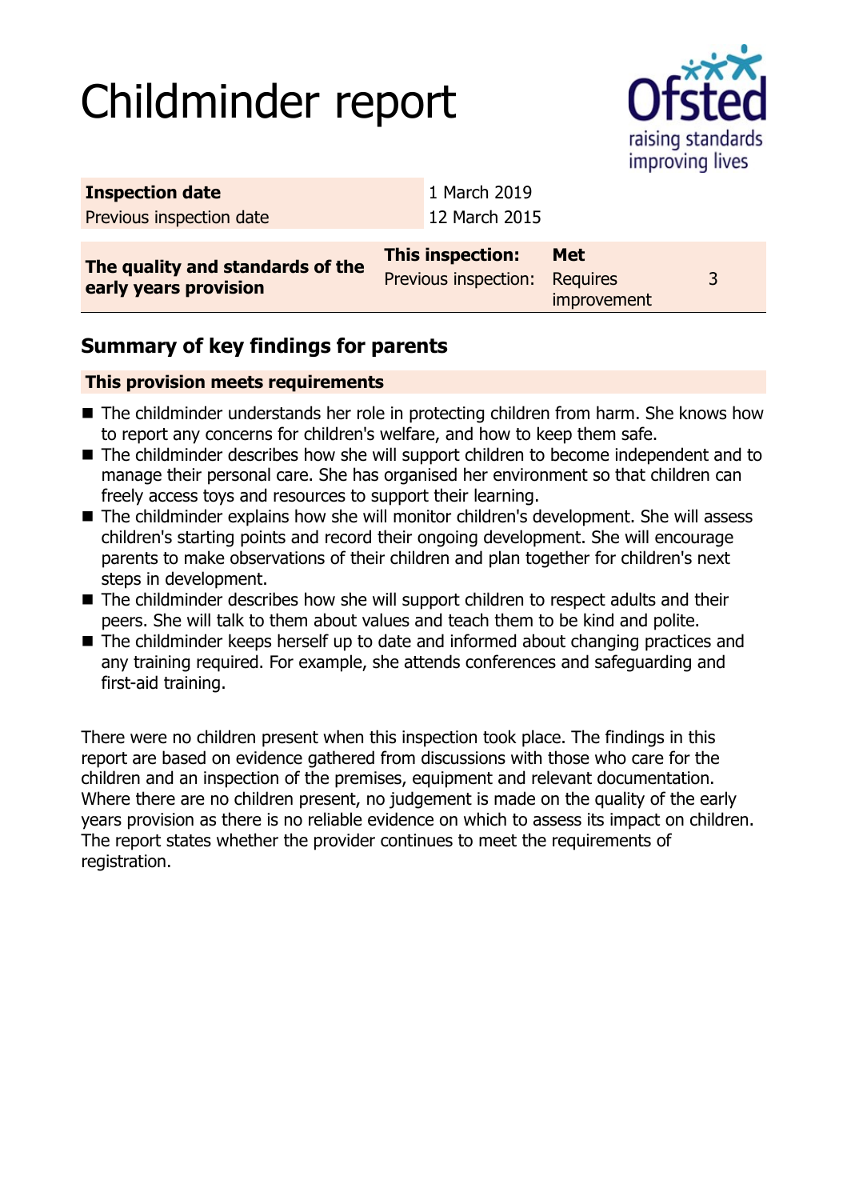# Childminder report

| Inspection date | 1 March 2019 |
| --- | --- |
| Previous inspection date | 12 March 2015 |

| The quality and standards of the early years provision | This inspection: | Met | |
| --- | --- | --- | --- |
| | Previous inspection: | Requires improvement | 3 |

## Summary of key findings for parents

**This provision meets requirements**

- The childminder understands her role in protecting children from harm. She knows how to report any concerns for children's welfare, and how to keep them safe.
- The childminder describes how she will support children to become independent and to manage their personal care. She has organised her environment so that children can freely access toys and resources to support their learning.
- The childminder explains how she will monitor children's development. She will assess children's starting points and record their ongoing development. She will encourage parents to make observations of their children and plan together for children's next steps in development.
- The childminder describes how she will support children to respect adults and their peers. She will talk to them about values and teach them to be kind and polite.
- The childminder keeps herself up to date and informed about changing practices and any training required. For example, she attends conferences and safeguarding and first-aid training.

There were no children present when this inspection took place. The findings in this report are based on evidence gathered from discussions with those who care for the children and an inspection of the premises, equipment and relevant documentation. Where there are no children present, no judgement is made on the quality of the early years provision as there is no reliable evidence on which to assess its impact on children. The report states whether the provider continues to meet the requirements of registration.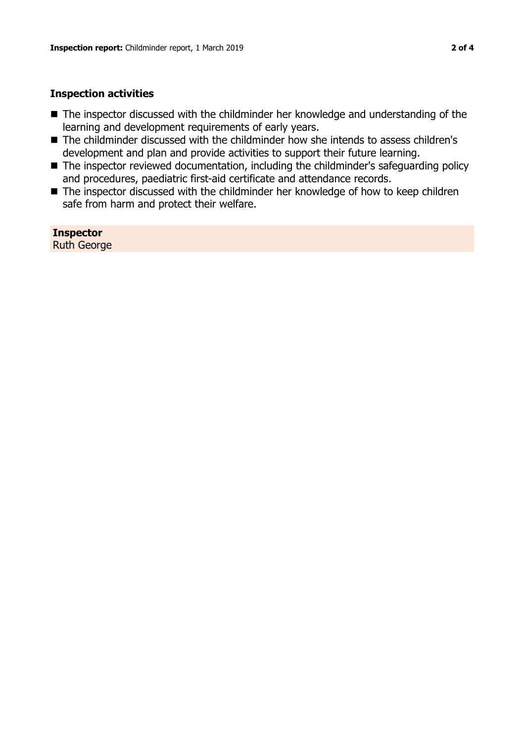### Inspection activities

- The inspector discussed with the childminder her knowledge and understanding of the learning and development requirements of early years.
- The childminder discussed with the childminder how she intends to assess children's development and plan and provide activities to support their future learning.
- The inspector reviewed documentation, including the childminder's safeguarding policy and procedures, paediatric first-aid certificate and attendance records.
- The inspector discussed with the childminder her knowledge of how to keep children safe from harm and protect their welfare.

**Inspector**
Ruth George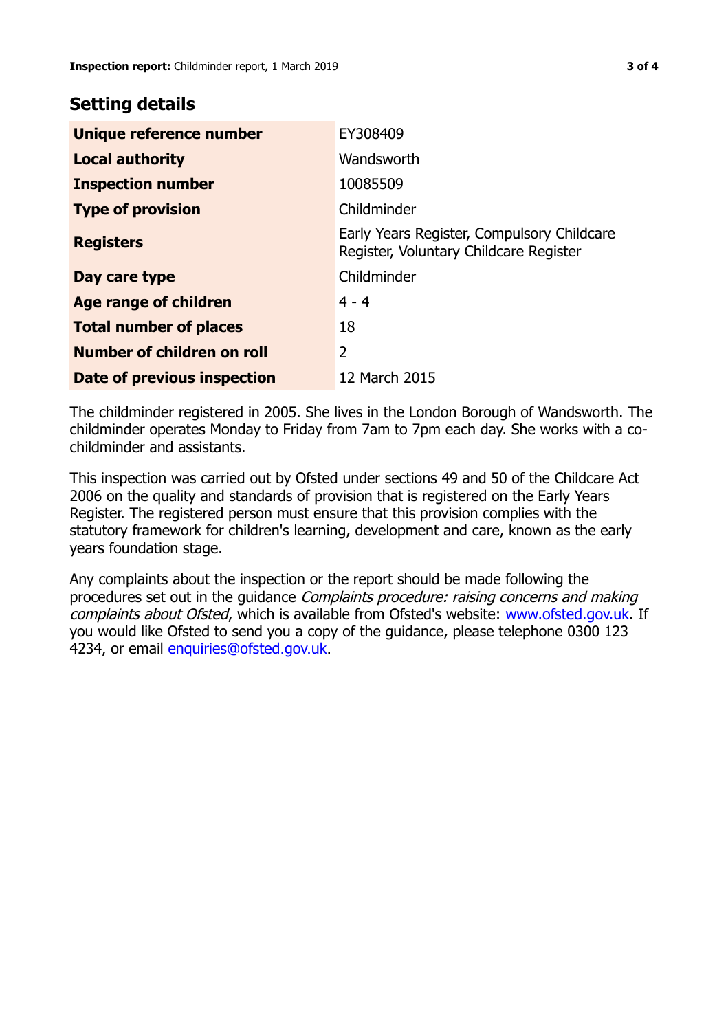## Setting details

| | |
|---|---|
| **Unique reference number** | EY308409 |
| **Local authority** | Wandsworth |
| **Inspection number** | 10085509 |
| **Type of provision** | Childminder |
| **Registers** | Early Years Register, Compulsory Childcare Register, Voluntary Childcare Register |
| **Day care type** | Childminder |
| **Age range of children** | 4 - 4 |
| **Total number of places** | 18 |
| **Number of children on roll** | 2 |
| **Date of previous inspection** | 12 March 2015 |

The childminder registered in 2005. She lives in the London Borough of Wandsworth. The childminder operates Monday to Friday from 7am to 7pm each day. She works with a co-childminder and assistants.

This inspection was carried out by Ofsted under sections 49 and 50 of the Childcare Act 2006 on the quality and standards of provision that is registered on the Early Years Register. The registered person must ensure that this provision complies with the statutory framework for children's learning, development and care, known as the early years foundation stage.

Any complaints about the inspection or the report should be made following the procedures set out in the guidance *Complaints procedure: raising concerns and making complaints about Ofsted*, which is available from Ofsted's website: www.ofsted.gov.uk. If you would like Ofsted to send you a copy of the guidance, please telephone 0300 123 4234, or email enquiries@ofsted.gov.uk.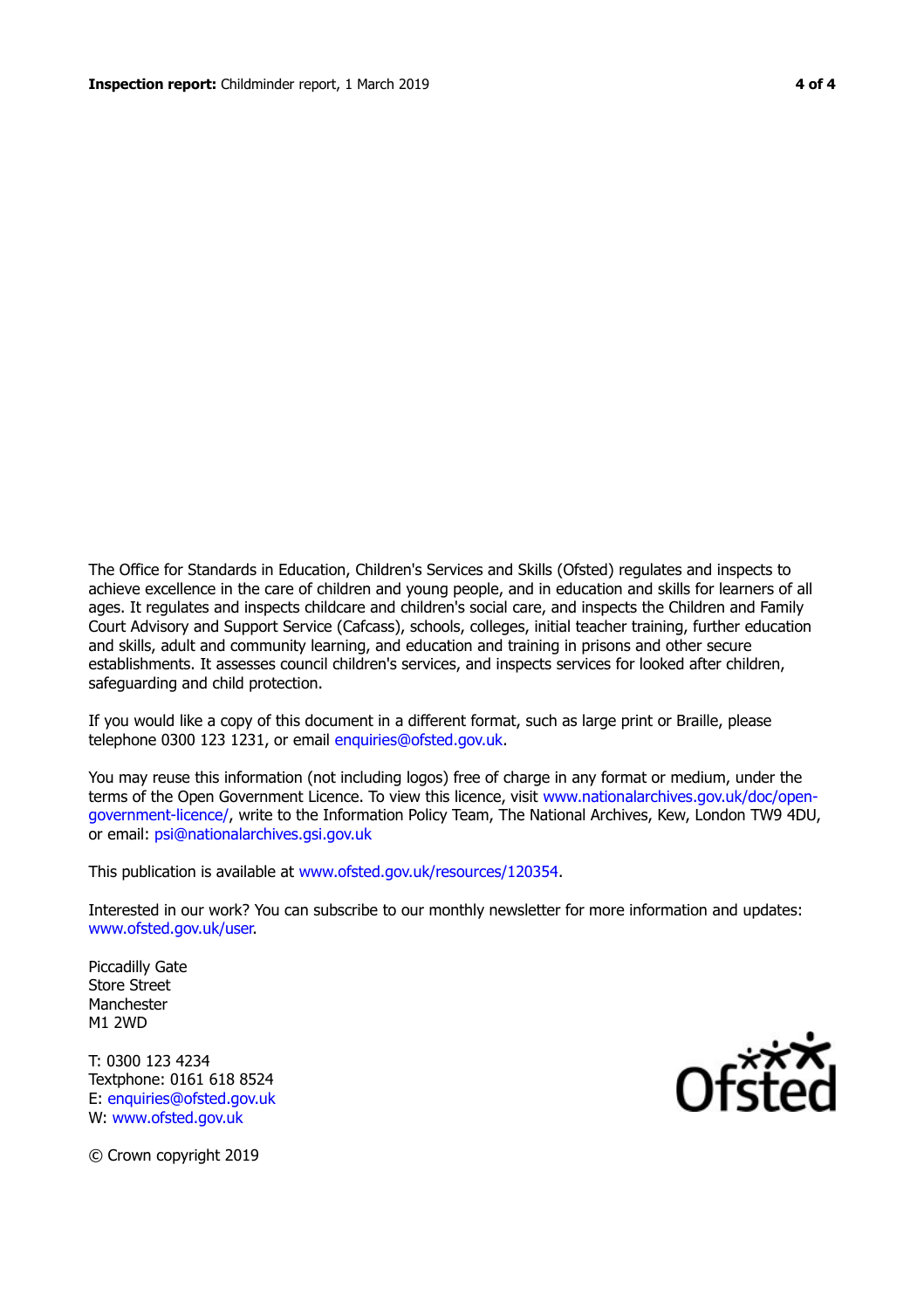The Office for Standards in Education, Children's Services and Skills (Ofsted) regulates and inspects to achieve excellence in the care of children and young people, and in education and skills for learners of all ages. It regulates and inspects childcare and children's social care, and inspects the Children and Family Court Advisory and Support Service (Cafcass), schools, colleges, initial teacher training, further education and skills, adult and community learning, and education and training in prisons and other secure establishments. It assesses council children's services, and inspects services for looked after children, safeguarding and child protection.

If you would like a copy of this document in a different format, such as large print or Braille, please telephone 0300 123 1231, or email enquiries@ofsted.gov.uk.

You may reuse this information (not including logos) free of charge in any format or medium, under the terms of the Open Government Licence. To view this licence, visit www.nationalarchives.gov.uk/doc/open-government-licence/, write to the Information Policy Team, The National Archives, Kew, London TW9 4DU, or email: psi@nationalarchives.gsi.gov.uk

This publication is available at www.ofsted.gov.uk/resources/120354.

Interested in our work? You can subscribe to our monthly newsletter for more information and updates: www.ofsted.gov.uk/user.

Piccadilly Gate
Store Street
Manchester
M1 2WD

T: 0300 123 4234
Textphone: 0161 618 8524
E: enquiries@ofsted.gov.uk
W: www.ofsted.gov.uk

© Crown copyright 2019